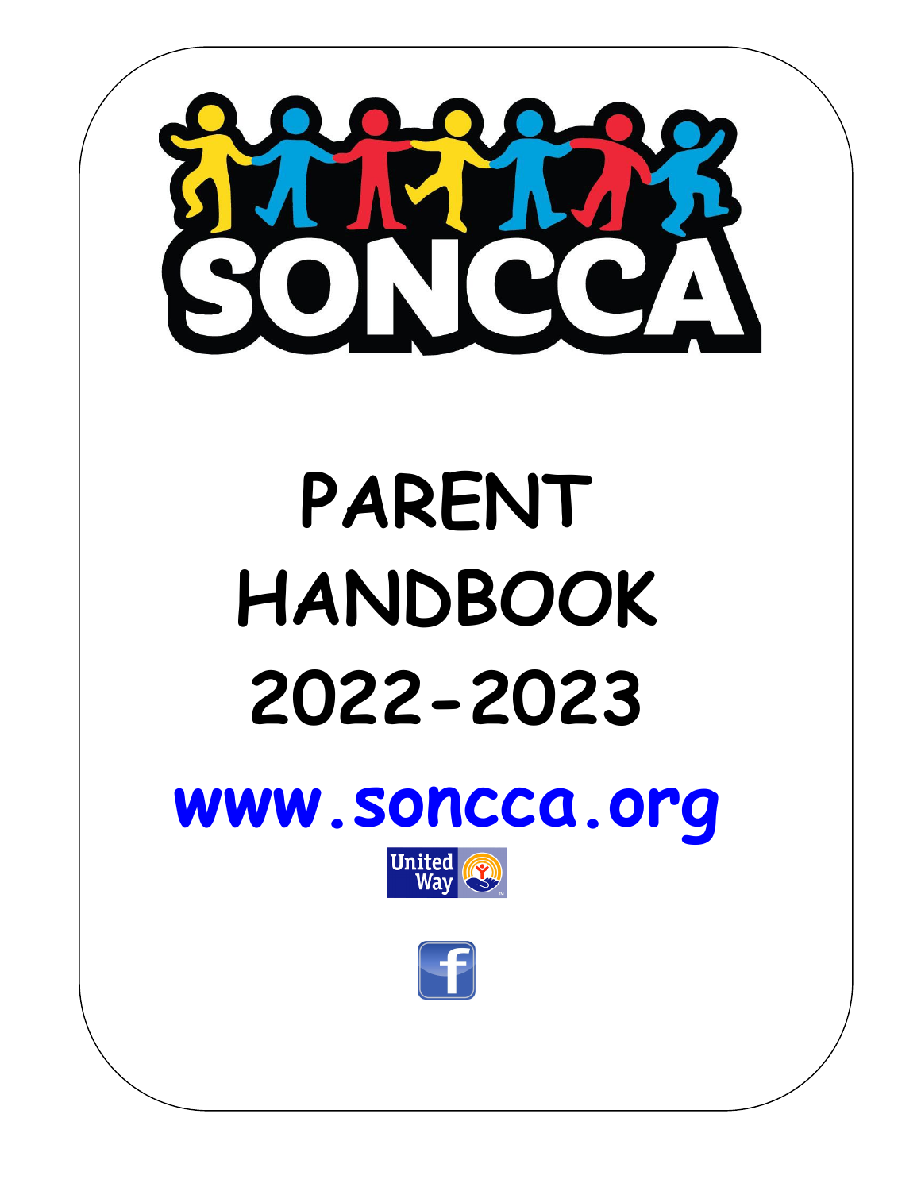# SONCCA

# PARENT HANDBOOK 2022-2023

**www.soncca.org**

United Way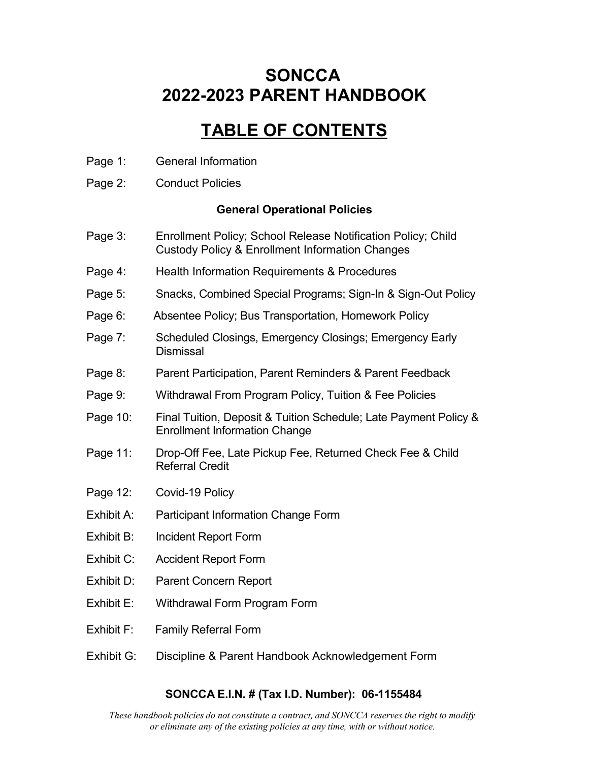# SONCCA
# 2022-2023 PARENT HANDBOOK

## TABLE OF CONTENTS

Page 1: General Information

Page 2: Conduct Policies

**General Operational Policies**

Page 3: Enrollment Policy; School Release Notification Policy; Child Custody Policy & Enrollment Information Changes

Page 4: Health Information Requirements & Procedures

Page 5: Snacks, Combined Special Programs; Sign-In & Sign-Out Policy

Page 6: Absentee Policy; Bus Transportation, Homework Policy

Page 7: Scheduled Closings, Emergency Closings; Emergency Early Dismissal

Page 8: Parent Participation, Parent Reminders & Parent Feedback

Page 9: Withdrawal From Program Policy, Tuition & Fee Policies

Page 10: Final Tuition, Deposit & Tuition Schedule; Late Payment Policy & Enrollment Information Change

Page 11: Drop-Off Fee, Late Pickup Fee, Returned Check Fee & Child Referral Credit

Page 12: Covid-19 Policy

Exhibit A: Participant Information Change Form

Exhibit B: Incident Report Form

Exhibit C: Accident Report Form

Exhibit D: Parent Concern Report

Exhibit E: Withdrawal Form Program Form

Exhibit F: Family Referral Form

Exhibit G: Discipline & Parent Handbook Acknowledgement Form

**SONCCA E.I.N. # (Tax I.D. Number): 06-1155484**

*These handbook policies do not constitute a contract, and SONCCA reserves the right to modify or eliminate any of the existing policies at any time, with or without notice.*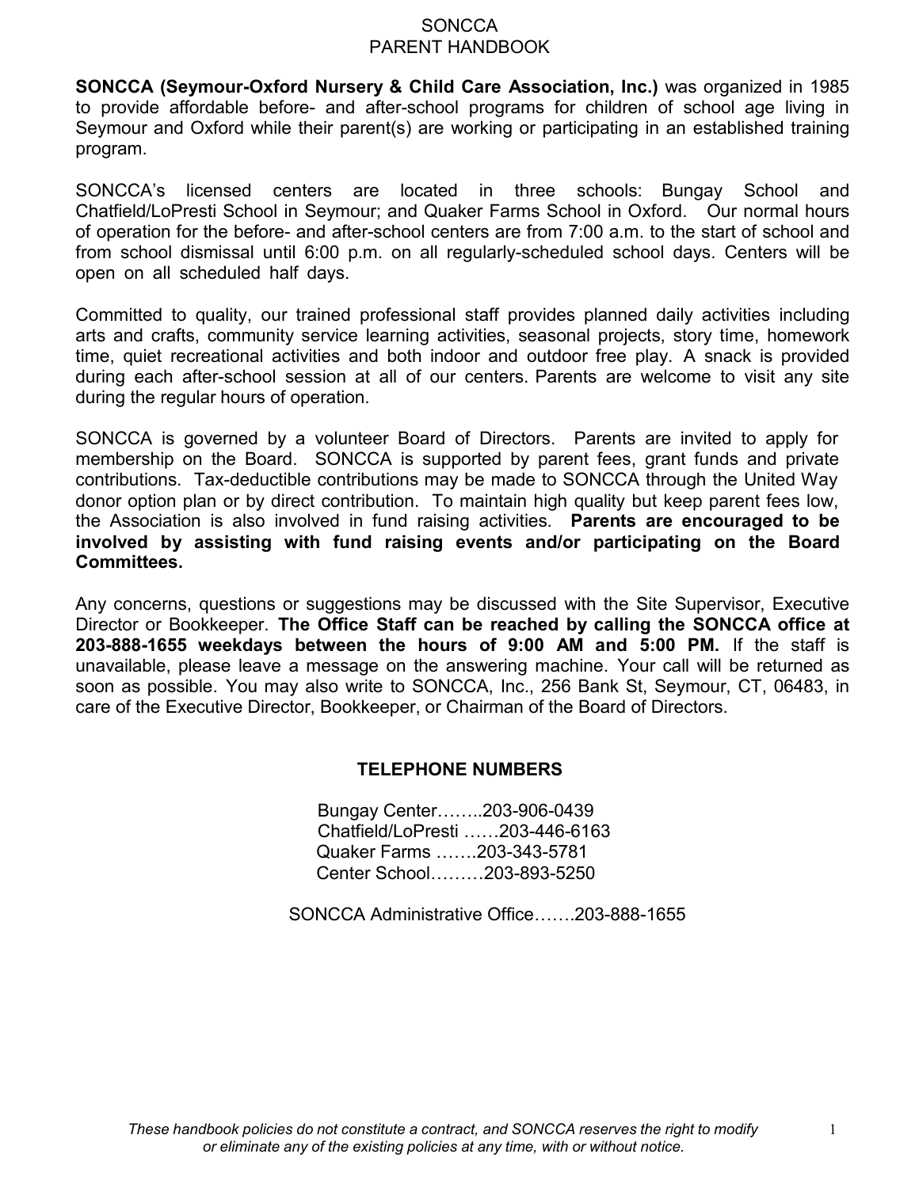# SONCCA
# PARENT HANDBOOK

**SONCCA (Seymour-Oxford Nursery & Child Care Association, Inc.)** was organized in 1985 to provide affordable before- and after-school programs for children of school age living in Seymour and Oxford while their parent(s) are working or participating in an established training program.

SONCCA's licensed centers are located in three schools: Bungay School and Chatfield/LoPresti School in Seymour; and Quaker Farms School in Oxford. Our normal hours of operation for the before- and after-school centers are from 7:00 a.m. to the start of school and from school dismissal until 6:00 p.m. on all regularly-scheduled school days. Centers will be open on all scheduled half days.

Committed to quality, our trained professional staff provides planned daily activities including arts and crafts, community service learning activities, seasonal projects, story time, homework time, quiet recreational activities and both indoor and outdoor free play. A snack is provided during each after-school session at all of our centers. Parents are welcome to visit any site during the regular hours of operation.

SONCCA is governed by a volunteer Board of Directors. Parents are invited to apply for membership on the Board. SONCCA is supported by parent fees, grant funds and private contributions. Tax-deductible contributions may be made to SONCCA through the United Way donor option plan or by direct contribution. To maintain high quality but keep parent fees low, the Association is also involved in fund raising activities. **Parents are encouraged to be involved by assisting with fund raising events and/or participating on the Board Committees.**

Any concerns, questions or suggestions may be discussed with the Site Supervisor, Executive Director or Bookkeeper. **The Office Staff can be reached by calling the SONCCA office at 203-888-1655 weekdays between the hours of 9:00 AM and 5:00 PM.** If the staff is unavailable, please leave a message on the answering machine. Your call will be returned as soon as possible. You may also write to SONCCA, Inc., 256 Bank St, Seymour, CT, 06483, in care of the Executive Director, Bookkeeper, or Chairman of the Board of Directors.

## TELEPHONE NUMBERS

Bungay Center……..203-906-0439
Chatfield/LoPresti ……203-446-6163
Quaker Farms …….203-343-5781
Center School………203-893-5250

SONCCA Administrative Office…….203-888-1655

*These handbook policies do not constitute a contract, and SONCCA reserves the right to modify or eliminate any of the existing policies at any time, with or without notice.*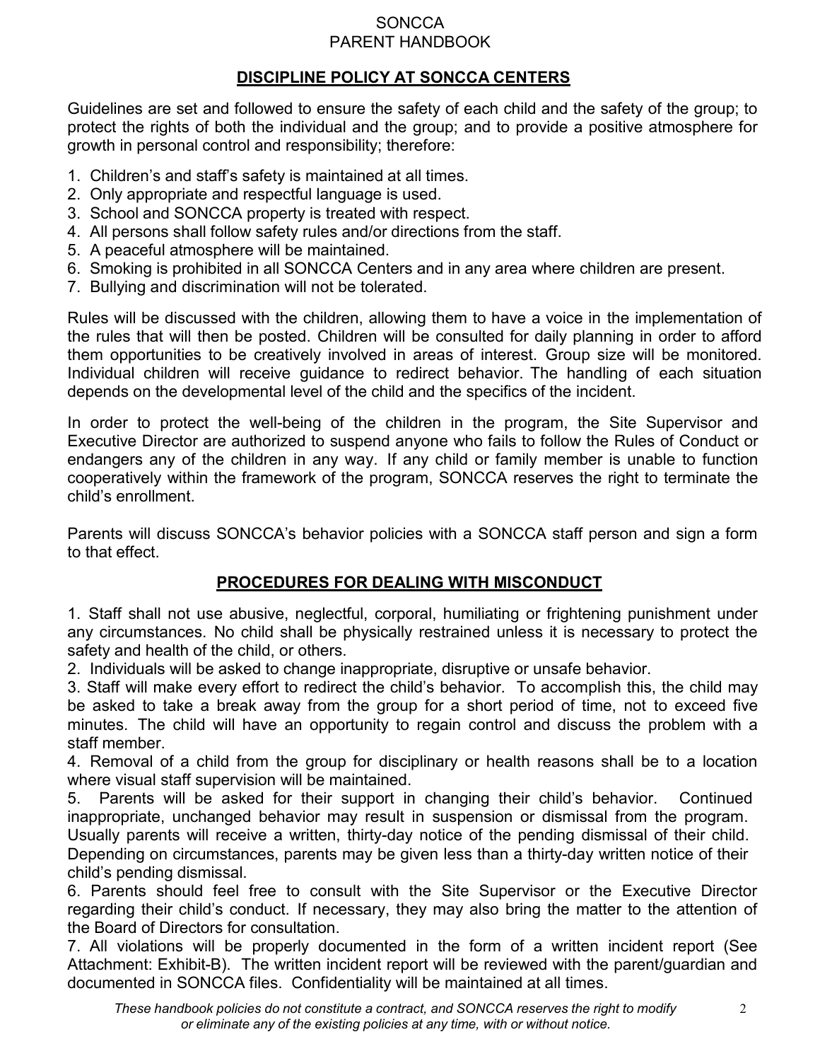## DISCIPLINE POLICY AT SONCCA CENTERS

Guidelines are set and followed to ensure the safety of each child and the safety of the group; to protect the rights of both the individual and the group; and to provide a positive atmosphere for growth in personal control and responsibility; therefore:

1. Children's and staff's safety is maintained at all times.
2. Only appropriate and respectful language is used.
3. School and SONCCA property is treated with respect.
4. All persons shall follow safety rules and/or directions from the staff.
5. A peaceful atmosphere will be maintained.
6. Smoking is prohibited in all SONCCA Centers and in any area where children are present.
7. Bullying and discrimination will not be tolerated.

Rules will be discussed with the children, allowing them to have a voice in the implementation of the rules that will then be posted. Children will be consulted for daily planning in order to afford them opportunities to be creatively involved in areas of interest. Group size will be monitored. Individual children will receive guidance to redirect behavior. The handling of each situation depends on the developmental level of the child and the specifics of the incident.

In order to protect the well-being of the children in the program, the Site Supervisor and Executive Director are authorized to suspend anyone who fails to follow the Rules of Conduct or endangers any of the children in any way. If any child or family member is unable to function cooperatively within the framework of the program, SONCCA reserves the right to terminate the child's enrollment.

Parents will discuss SONCCA's behavior policies with a SONCCA staff person and sign a form to that effect.

## PROCEDURES FOR DEALING WITH MISCONDUCT

1. Staff shall not use abusive, neglectful, corporal, humiliating or frightening punishment under any circumstances. No child shall be physically restrained unless it is necessary to protect the safety and health of the child, or others.
2. Individuals will be asked to change inappropriate, disruptive or unsafe behavior.
3. Staff will make every effort to redirect the child's behavior. To accomplish this, the child may be asked to take a break away from the group for a short period of time, not to exceed five minutes. The child will have an opportunity to regain control and discuss the problem with a staff member.
4. Removal of a child from the group for disciplinary or health reasons shall be to a location where visual staff supervision will be maintained.
5. Parents will be asked for their support in changing their child's behavior. Continued inappropriate, unchanged behavior may result in suspension or dismissal from the program. Usually parents will receive a written, thirty-day notice of the pending dismissal of their child. Depending on circumstances, parents may be given less than a thirty-day written notice of their child's pending dismissal.
6. Parents should feel free to consult with the Site Supervisor or the Executive Director regarding their child's conduct. If necessary, they may also bring the matter to the attention of the Board of Directors for consultation.
7. All violations will be properly documented in the form of a written incident report (See Attachment: Exhibit-B). The written incident report will be reviewed with the parent/guardian and documented in SONCCA files. Confidentiality will be maintained at all times.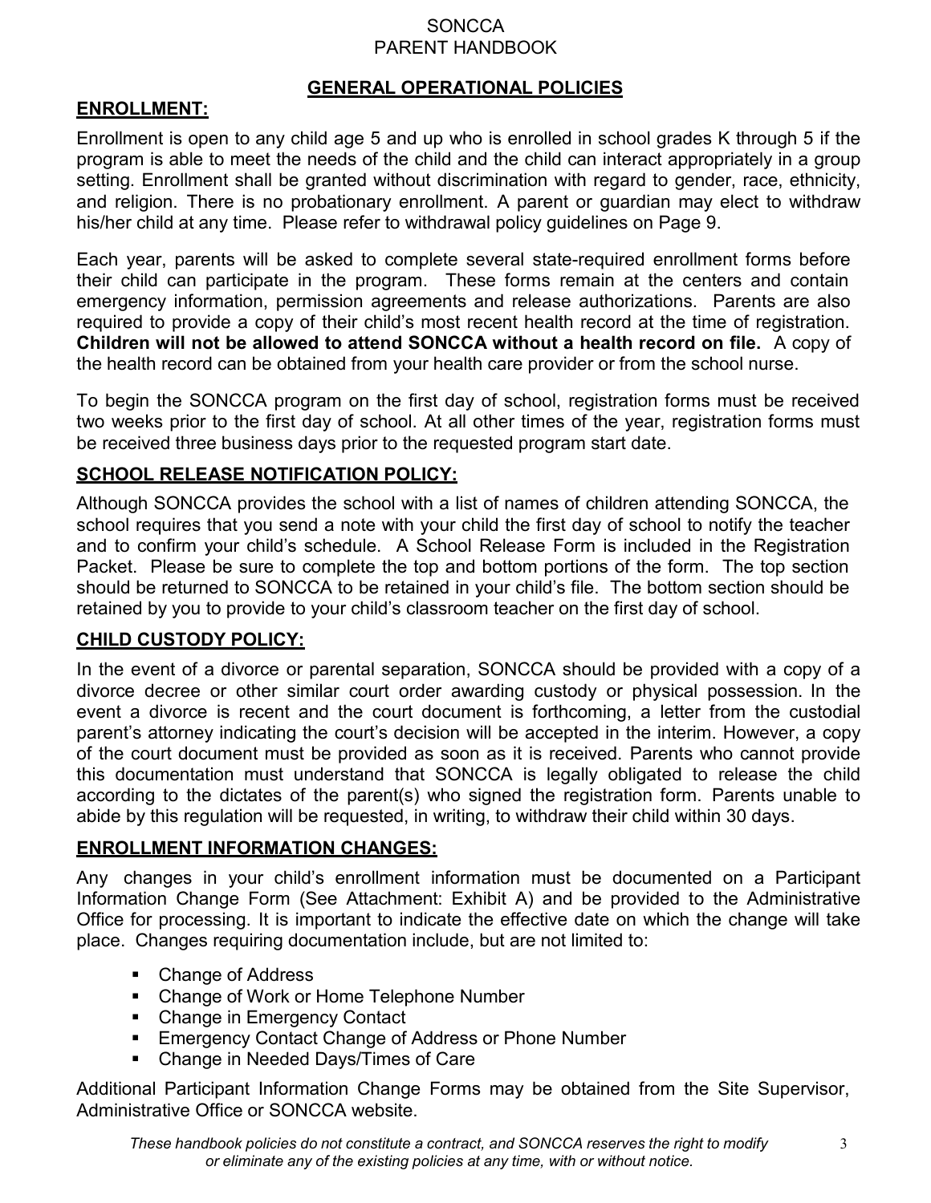## GENERAL OPERATIONAL POLICIES

### ENROLLMENT:

Enrollment is open to any child age 5 and up who is enrolled in school grades K through 5 if the program is able to meet the needs of the child and the child can interact appropriately in a group setting. Enrollment shall be granted without discrimination with regard to gender, race, ethnicity, and religion. There is no probationary enrollment. A parent or guardian may elect to withdraw his/her child at any time. Please refer to withdrawal policy guidelines on Page 9.

Each year, parents will be asked to complete several state-required enrollment forms before their child can participate in the program. These forms remain at the centers and contain emergency information, permission agreements and release authorizations. Parents are also required to provide a copy of their child's most recent health record at the time of registration. **Children will not be allowed to attend SONCCA without a health record on file.** A copy of the health record can be obtained from your health care provider or from the school nurse.

To begin the SONCCA program on the first day of school, registration forms must be received two weeks prior to the first day of school. At all other times of the year, registration forms must be received three business days prior to the requested program start date.

### SCHOOL RELEASE NOTIFICATION POLICY:

Although SONCCA provides the school with a list of names of children attending SONCCA, the school requires that you send a note with your child the first day of school to notify the teacher and to confirm your child's schedule. A School Release Form is included in the Registration Packet. Please be sure to complete the top and bottom portions of the form. The top section should be returned to SONCCA to be retained in your child's file. The bottom section should be retained by you to provide to your child's classroom teacher on the first day of school.

### CHILD CUSTODY POLICY:

In the event of a divorce or parental separation, SONCCA should be provided with a copy of a divorce decree or other similar court order awarding custody or physical possession. In the event a divorce is recent and the court document is forthcoming, a letter from the custodial parent's attorney indicating the court's decision will be accepted in the interim. However, a copy of the court document must be provided as soon as it is received. Parents who cannot provide this documentation must understand that SONCCA is legally obligated to release the child according to the dictates of the parent(s) who signed the registration form. Parents unable to abide by this regulation will be requested, in writing, to withdraw their child within 30 days.

### ENROLLMENT INFORMATION CHANGES:

Any changes in your child's enrollment information must be documented on a Participant Information Change Form (See Attachment: Exhibit A) and be provided to the Administrative Office for processing. It is important to indicate the effective date on which the change will take place. Changes requiring documentation include, but are not limited to:

- Change of Address
- Change of Work or Home Telephone Number
- Change in Emergency Contact
- Emergency Contact Change of Address or Phone Number
- Change in Needed Days/Times of Care

Additional Participant Information Change Forms may be obtained from the Site Supervisor, Administrative Office or SONCCA website.

*These handbook policies do not constitute a contract, and SONCCA reserves the right to modify or eliminate any of the existing policies at any time, with or without notice.*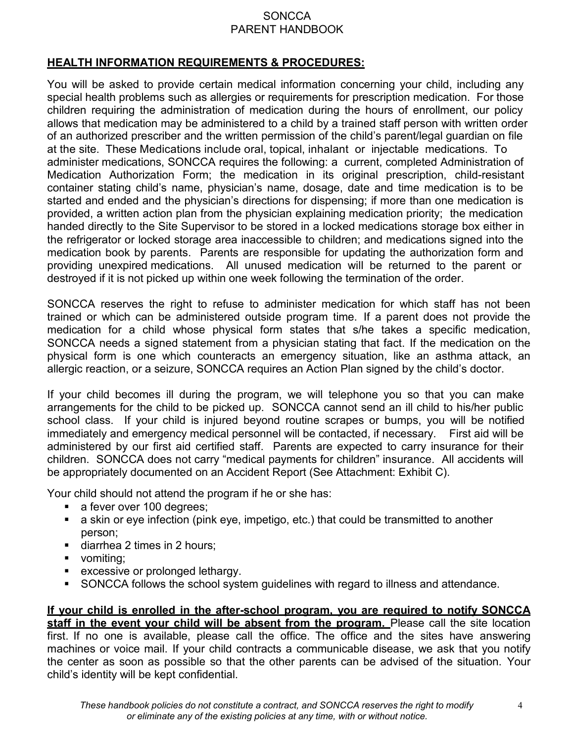## HEALTH INFORMATION REQUIREMENTS & PROCEDURES:

You will be asked to provide certain medical information concerning your child, including any special health problems such as allergies or requirements for prescription medication. For those children requiring the administration of medication during the hours of enrollment, our policy allows that medication may be administered to a child by a trained staff person with written order of an authorized prescriber and the written permission of the child's parent/legal guardian on file at the site. These Medications include oral, topical, inhalant or injectable medications. To administer medications, SONCCA requires the following: a current, completed Administration of Medication Authorization Form; the medication in its original prescription, child-resistant container stating child's name, physician's name, dosage, date and time medication is to be started and ended and the physician's directions for dispensing; if more than one medication is provided, a written action plan from the physician explaining medication priority; the medication handed directly to the Site Supervisor to be stored in a locked medications storage box either in the refrigerator or locked storage area inaccessible to children; and medications signed into the medication book by parents. Parents are responsible for updating the authorization form and providing unexpired medications. All unused medication will be returned to the parent or destroyed if it is not picked up within one week following the termination of the order.

SONCCA reserves the right to refuse to administer medication for which staff has not been trained or which can be administered outside program time. If a parent does not provide the medication for a child whose physical form states that s/he takes a specific medication, SONCCA needs a signed statement from a physician stating that fact. If the medication on the physical form is one which counteracts an emergency situation, like an asthma attack, an allergic reaction, or a seizure, SONCCA requires an Action Plan signed by the child's doctor.

If your child becomes ill during the program, we will telephone you so that you can make arrangements for the child to be picked up. SONCCA cannot send an ill child to his/her public school class. If your child is injured beyond routine scrapes or bumps, you will be notified immediately and emergency medical personnel will be contacted, if necessary. First aid will be administered by our first aid certified staff. Parents are expected to carry insurance for their children. SONCCA does not carry "medical payments for children" insurance. All accidents will be appropriately documented on an Accident Report (See Attachment: Exhibit C).

Your child should not attend the program if he or she has:

- a fever over 100 degrees;
- a skin or eye infection (pink eye, impetigo, etc.) that could be transmitted to another person;
- diarrhea 2 times in 2 hours;
- vomiting;
- excessive or prolonged lethargy.
- SONCCA follows the school system guidelines with regard to illness and attendance.

**If your child is enrolled in the after-school program, you are required to notify SONCCA staff in the event your child will be absent from the program.** Please call the site location first. If no one is available, please call the office. The office and the sites have answering machines or voice mail. If your child contracts a communicable disease, we ask that you notify the center as soon as possible so that the other parents can be advised of the situation. Your child's identity will be kept confidential.

*These handbook policies do not constitute a contract, and SONCCA reserves the right to modify or eliminate any of the existing policies at any time, with or without notice.*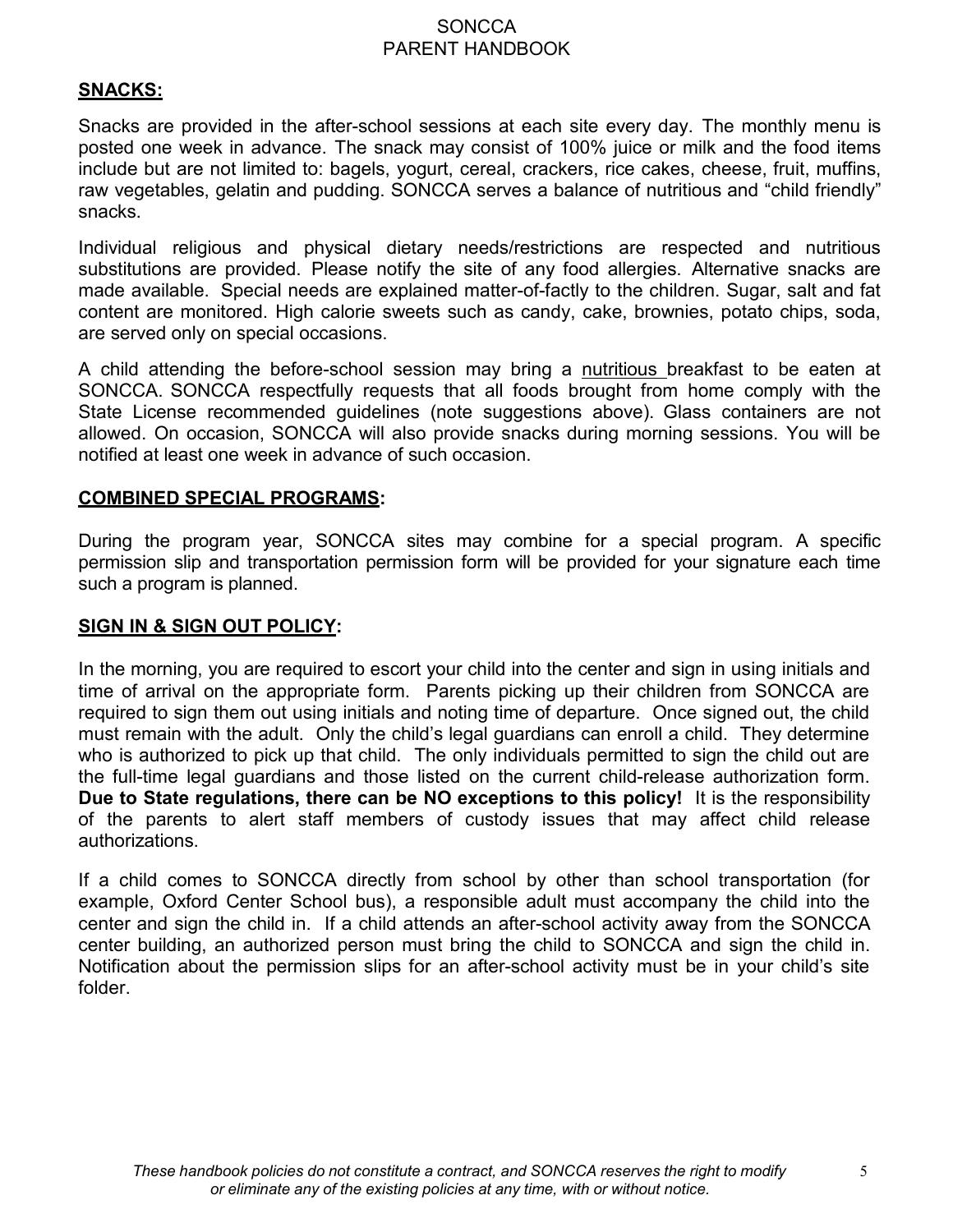## SNACKS:

Snacks are provided in the after-school sessions at each site every day. The monthly menu is posted one week in advance. The snack may consist of 100% juice or milk and the food items include but are not limited to: bagels, yogurt, cereal, crackers, rice cakes, cheese, fruit, muffins, raw vegetables, gelatin and pudding. SONCCA serves a balance of nutritious and "child friendly" snacks.

Individual religious and physical dietary needs/restrictions are respected and nutritious substitutions are provided. Please notify the site of any food allergies. Alternative snacks are made available. Special needs are explained matter-of-factly to the children. Sugar, salt and fat content are monitored. High calorie sweets such as candy, cake, brownies, potato chips, soda, are served only on special occasions.

A child attending the before-school session may bring a nutritious breakfast to be eaten at SONCCA. SONCCA respectfully requests that all foods brought from home comply with the State License recommended guidelines (note suggestions above). Glass containers are not allowed. On occasion, SONCCA will also provide snacks during morning sessions. You will be notified at least one week in advance of such occasion.

## COMBINED SPECIAL PROGRAMS:

During the program year, SONCCA sites may combine for a special program. A specific permission slip and transportation permission form will be provided for your signature each time such a program is planned.

## SIGN IN & SIGN OUT POLICY:

In the morning, you are required to escort your child into the center and sign in using initials and time of arrival on the appropriate form. Parents picking up their children from SONCCA are required to sign them out using initials and noting time of departure. Once signed out, the child must remain with the adult. Only the child's legal guardians can enroll a child. They determine who is authorized to pick up that child. The only individuals permitted to sign the child out are the full-time legal guardians and those listed on the current child-release authorization form. **Due to State regulations, there can be NO exceptions to this policy!** It is the responsibility of the parents to alert staff members of custody issues that may affect child release authorizations.

If a child comes to SONCCA directly from school by other than school transportation (for example, Oxford Center School bus), a responsible adult must accompany the child into the center and sign the child in. If a child attends an after-school activity away from the SONCCA center building, an authorized person must bring the child to SONCCA and sign the child in. Notification about the permission slips for an after-school activity must be in your child's site folder.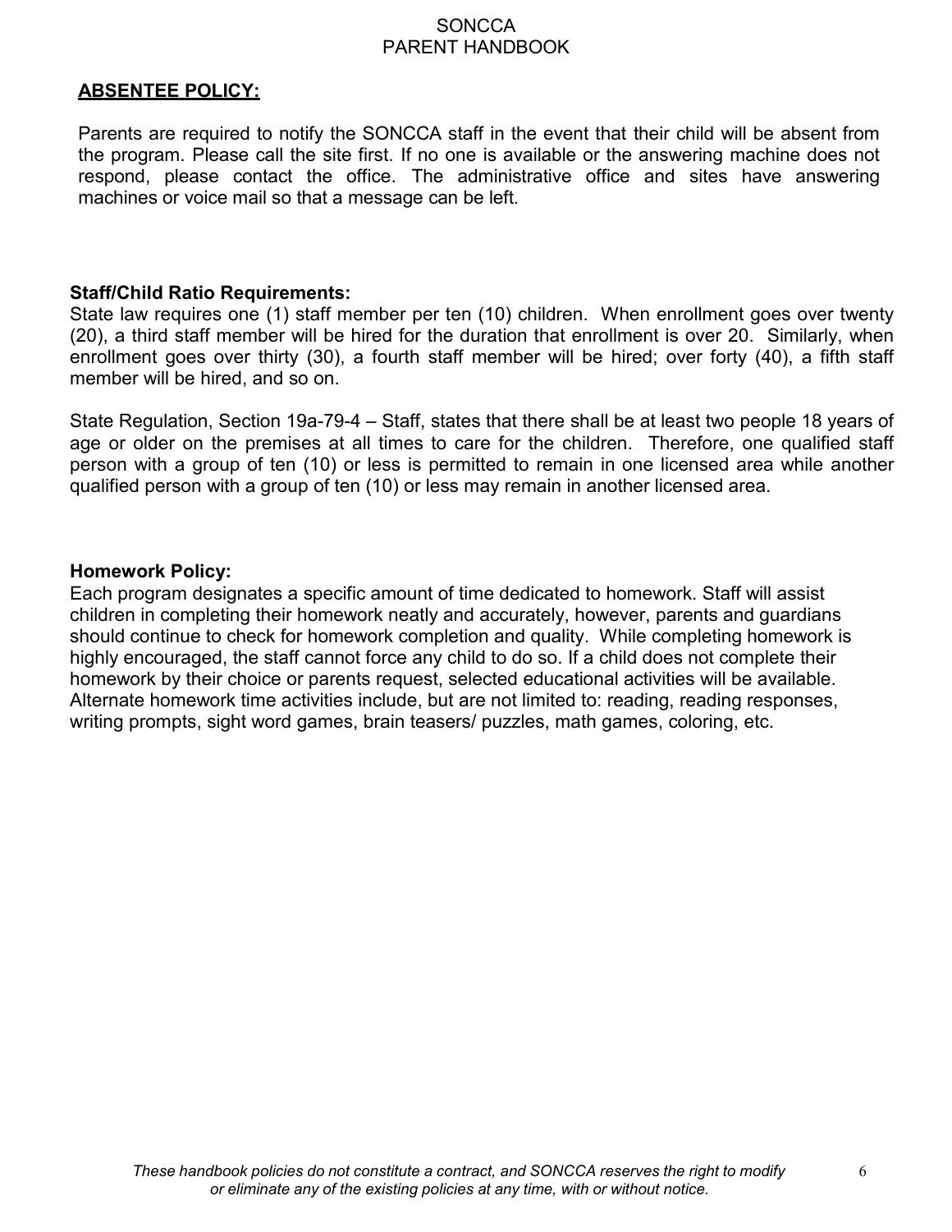## ABSENTEE POLICY:

Parents are required to notify the SONCCA staff in the event that their child will be absent from the program. Please call the site first. If no one is available or the answering machine does not respond, please contact the office. The administrative office and sites have answering machines or voice mail so that a message can be left.

### Staff/Child Ratio Requirements:

State law requires one (1) staff member per ten (10) children. When enrollment goes over twenty (20), a third staff member will be hired for the duration that enrollment is over 20. Similarly, when enrollment goes over thirty (30), a fourth staff member will be hired; over forty (40), a fifth staff member will be hired, and so on.

State Regulation, Section 19a-79-4 – Staff, states that there shall be at least two people 18 years of age or older on the premises at all times to care for the children. Therefore, one qualified staff person with a group of ten (10) or less is permitted to remain in one licensed area while another qualified person with a group of ten (10) or less may remain in another licensed area.

### Homework Policy:

Each program designates a specific amount of time dedicated to homework. Staff will assist children in completing their homework neatly and accurately, however, parents and guardians should continue to check for homework completion and quality. While completing homework is highly encouraged, the staff cannot force any child to do so. If a child does not complete their homework by their choice or parents request, selected educational activities will be available. Alternate homework time activities include, but are not limited to: reading, reading responses, writing prompts, sight word games, brain teasers/ puzzles, math games, coloring, etc.

*These handbook policies do not constitute a contract, and SONCCA reserves the right to modify or eliminate any of the existing policies at any time, with or without notice.*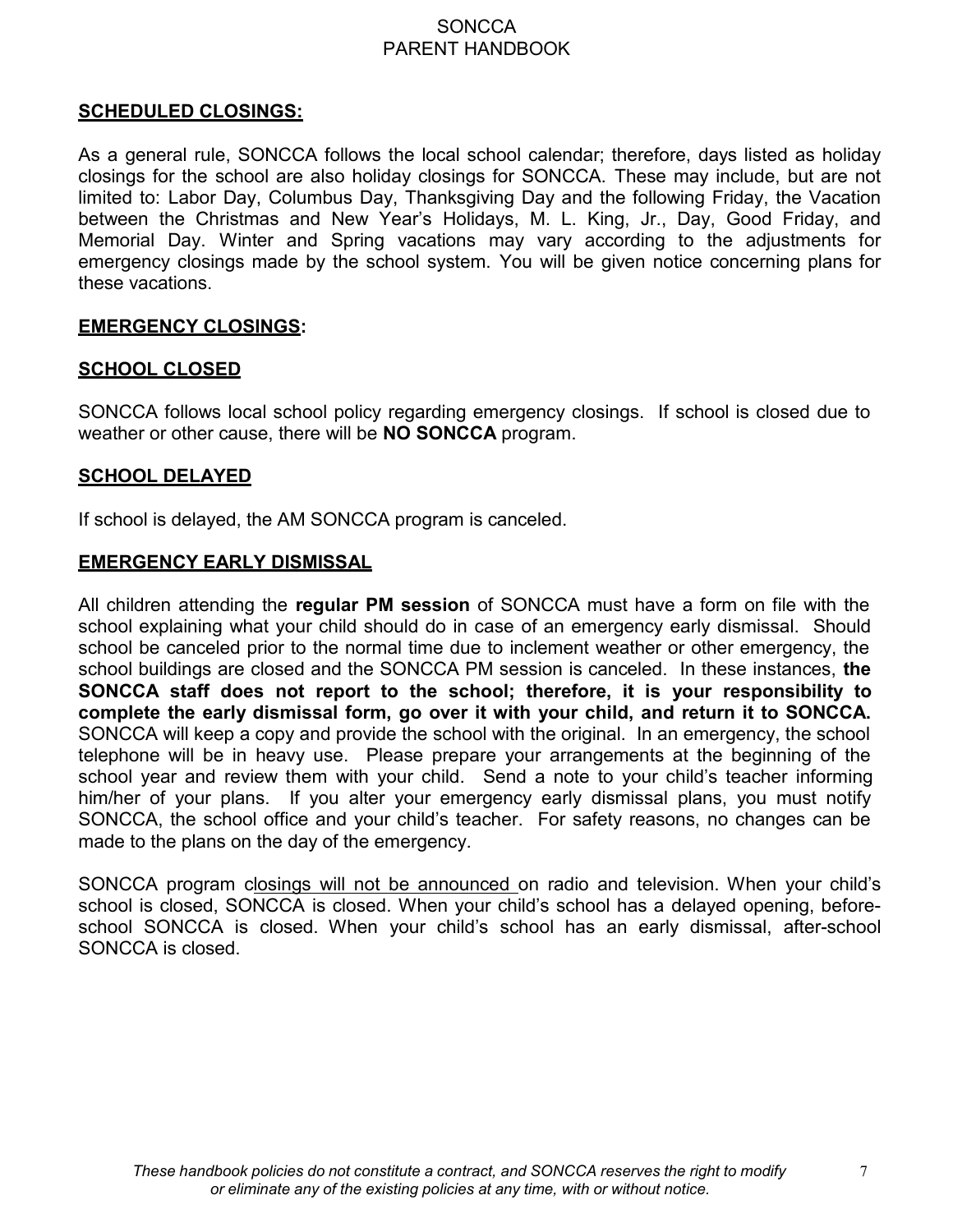## SCHEDULED CLOSINGS:

As a general rule, SONCCA follows the local school calendar; therefore, days listed as holiday closings for the school are also holiday closings for SONCCA. These may include, but are not limited to: Labor Day, Columbus Day, Thanksgiving Day and the following Friday, the Vacation between the Christmas and New Year's Holidays, M. L. King, Jr., Day, Good Friday, and Memorial Day. Winter and Spring vacations may vary according to the adjustments for emergency closings made by the school system. You will be given notice concerning plans for these vacations.

## EMERGENCY CLOSINGS:

### SCHOOL CLOSED

SONCCA follows local school policy regarding emergency closings. If school is closed due to weather or other cause, there will be **NO SONCCA** program.

### SCHOOL DELAYED

If school is delayed, the AM SONCCA program is canceled.

### EMERGENCY EARLY DISMISSAL

All children attending the **regular PM session** of SONCCA must have a form on file with the school explaining what your child should do in case of an emergency early dismissal. Should school be canceled prior to the normal time due to inclement weather or other emergency, the school buildings are closed and the SONCCA PM session is canceled. In these instances, **the SONCCA staff does not report to the school; therefore, it is your responsibility to complete the early dismissal form, go over it with your child, and return it to SONCCA.** SONCCA will keep a copy and provide the school with the original. In an emergency, the school telephone will be in heavy use. Please prepare your arrangements at the beginning of the school year and review them with your child. Send a note to your child's teacher informing him/her of your plans. If you alter your emergency early dismissal plans, you must notify SONCCA, the school office and your child's teacher. For safety reasons, no changes can be made to the plans on the day of the emergency.

SONCCA program closings will not be announced on radio and television. When your child's school is closed, SONCCA is closed. When your child's school has a delayed opening, before-school SONCCA is closed. When your child's school has an early dismissal, after-school SONCCA is closed.

*These handbook policies do not constitute a contract, and SONCCA reserves the right to modify or eliminate any of the existing policies at any time, with or without notice.*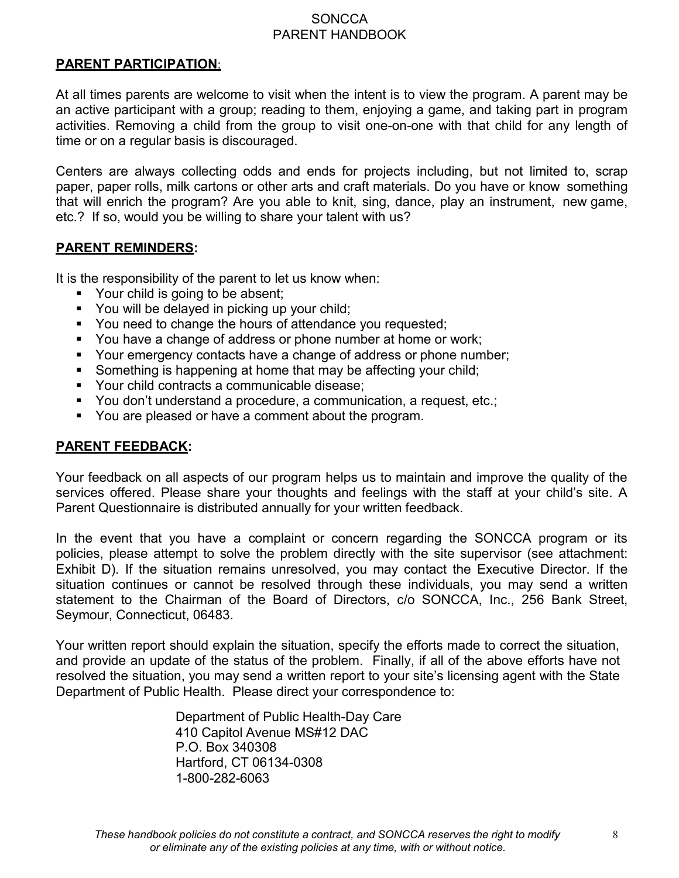**PARENT PARTICIPATION**:

At all times parents are welcome to visit when the intent is to view the program. A parent may be an active participant with a group; reading to them, enjoying a game, and taking part in program activities. Removing a child from the group to visit one-on-one with that child for any length of time or on a regular basis is discouraged.

Centers are always collecting odds and ends for projects including, but not limited to, scrap paper, paper rolls, milk cartons or other arts and craft materials. Do you have or know something that will enrich the program? Are you able to knit, sing, dance, play an instrument, new game, etc.? If so, would you be willing to share your talent with us?

**PARENT REMINDERS:**

It is the responsibility of the parent to let us know when:

- Your child is going to be absent;
- You will be delayed in picking up your child;
- You need to change the hours of attendance you requested;
- You have a change of address or phone number at home or work;
- Your emergency contacts have a change of address or phone number;
- Something is happening at home that may be affecting your child;
- Your child contracts a communicable disease;
- You don't understand a procedure, a communication, a request, etc.;
- You are pleased or have a comment about the program.

**PARENT FEEDBACK:**

Your feedback on all aspects of our program helps us to maintain and improve the quality of the services offered. Please share your thoughts and feelings with the staff at your child's site. A Parent Questionnaire is distributed annually for your written feedback.

In the event that you have a complaint or concern regarding the SONCCA program or its policies, please attempt to solve the problem directly with the site supervisor (see attachment: Exhibit D). If the situation remains unresolved, you may contact the Executive Director. If the situation continues or cannot be resolved through these individuals, you may send a written statement to the Chairman of the Board of Directors, c/o SONCCA, Inc., 256 Bank Street, Seymour, Connecticut, 06483.

Your written report should explain the situation, specify the efforts made to correct the situation, and provide an update of the status of the problem. Finally, if all of the above efforts have not resolved the situation, you may send a written report to your site's licensing agent with the State Department of Public Health. Please direct your correspondence to:

Department of Public Health-Day Care
410 Capitol Avenue MS#12 DAC
P.O. Box 340308
Hartford, CT 06134-0308
1-800-282-6063

*These handbook policies do not constitute a contract, and SONCCA reserves the right to modify or eliminate any of the existing policies at any time, with or without notice.*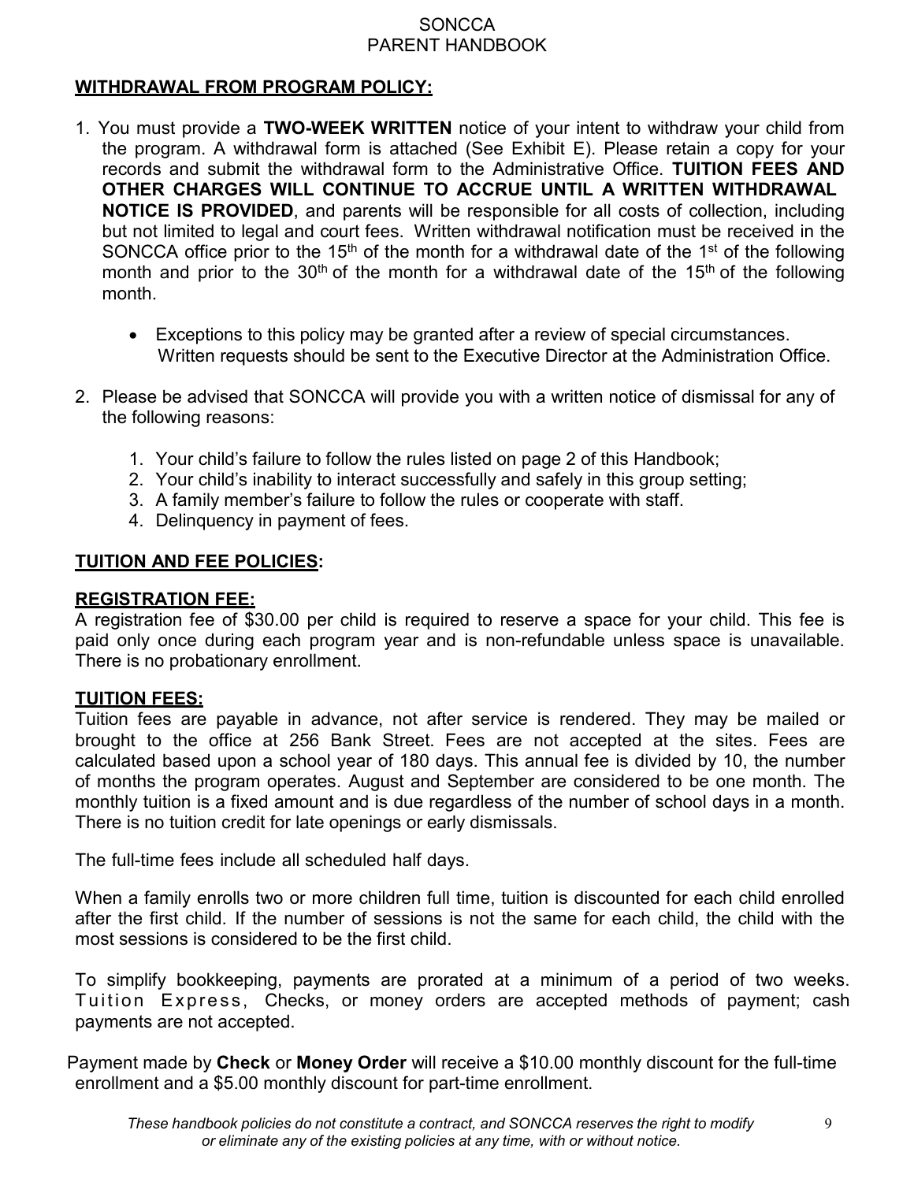## WITHDRAWAL FROM PROGRAM POLICY:

1. You must provide a **TWO-WEEK WRITTEN** notice of your intent to withdraw your child from the program. A withdrawal form is attached (See Exhibit E). Please retain a copy for your records and submit the withdrawal form to the Administrative Office. **TUITION FEES AND OTHER CHARGES WILL CONTINUE TO ACCRUE UNTIL A WRITTEN WITHDRAWAL NOTICE IS PROVIDED**, and parents will be responsible for all costs of collection, including but not limited to legal and court fees. Written withdrawal notification must be received in the SONCCA office prior to the 15th of the month for a withdrawal date of the 1st of the following month and prior to the 30th of the month for a withdrawal date of the 15th of the following month.

   - Exceptions to this policy may be granted after a review of special circumstances. Written requests should be sent to the Executive Director at the Administration Office.

2. Please be advised that SONCCA will provide you with a written notice of dismissal for any of the following reasons:

   1. Your child's failure to follow the rules listed on page 2 of this Handbook;
   2. Your child's inability to interact successfully and safely in this group setting;
   3. A family member's failure to follow the rules or cooperate with staff.
   4. Delinquency in payment of fees.

## TUITION AND FEE POLICIES:

### REGISTRATION FEE:

A registration fee of $30.00 per child is required to reserve a space for your child. This fee is paid only once during each program year and is non-refundable unless space is unavailable. There is no probationary enrollment.

### TUITION FEES:

Tuition fees are payable in advance, not after service is rendered. They may be mailed or brought to the office at 256 Bank Street. Fees are not accepted at the sites. Fees are calculated based upon a school year of 180 days. This annual fee is divided by 10, the number of months the program operates. August and September are considered to be one month. The monthly tuition is a fixed amount and is due regardless of the number of school days in a month. There is no tuition credit for late openings or early dismissals.

The full-time fees include all scheduled half days.

When a family enrolls two or more children full time, tuition is discounted for each child enrolled after the first child. If the number of sessions is not the same for each child, the child with the most sessions is considered to be the first child.

To simplify bookkeeping, payments are prorated at a minimum of a period of two weeks. Tuition Express, Checks, or money orders are accepted methods of payment; cash payments are not accepted.

Payment made by **Check** or **Money Order** will receive a $10.00 monthly discount for the full-time enrollment and a $5.00 monthly discount for part-time enrollment.

*These handbook policies do not constitute a contract, and SONCCA reserves the right to modify or eliminate any of the existing policies at any time, with or without notice.*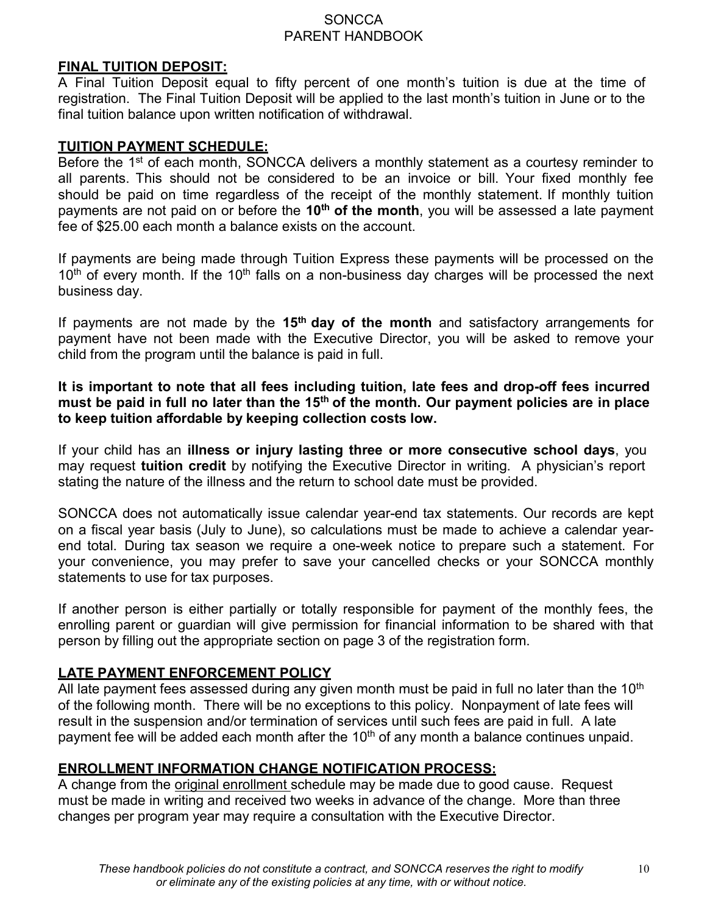## **FINAL TUITION DEPOSIT:**

A Final Tuition Deposit equal to fifty percent of one month's tuition is due at the time of registration. The Final Tuition Deposit will be applied to the last month's tuition in June or to the final tuition balance upon written notification of withdrawal.

## **TUITION PAYMENT SCHEDULE:**

Before the 1st of each month, SONCCA delivers a monthly statement as a courtesy reminder to all parents. This should not be considered to be an invoice or bill. Your fixed monthly fee should be paid on time regardless of the receipt of the monthly statement. If monthly tuition payments are not paid on or before the **10th of the month**, you will be assessed a late payment fee of $25.00 each month a balance exists on the account.

If payments are being made through Tuition Express these payments will be processed on the 10th of every month. If the 10th falls on a non-business day charges will be processed the next business day.

If payments are not made by the **15th day of the month** and satisfactory arrangements for payment have not been made with the Executive Director, you will be asked to remove your child from the program until the balance is paid in full.

**It is important to note that all fees including tuition, late fees and drop-off fees incurred must be paid in full no later than the 15th of the month. Our payment policies are in place to keep tuition affordable by keeping collection costs low.**

If your child has an **illness or injury lasting three or more consecutive school days**, you may request **tuition credit** by notifying the Executive Director in writing. A physician's report stating the nature of the illness and the return to school date must be provided.

SONCCA does not automatically issue calendar year-end tax statements. Our records are kept on a fiscal year basis (July to June), so calculations must be made to achieve a calendar year-end total. During tax season we require a one-week notice to prepare such a statement. For your convenience, you may prefer to save your cancelled checks or your SONCCA monthly statements to use for tax purposes.

If another person is either partially or totally responsible for payment of the monthly fees, the enrolling parent or guardian will give permission for financial information to be shared with that person by filling out the appropriate section on page 3 of the registration form.

## **LATE PAYMENT ENFORCEMENT POLICY**

All late payment fees assessed during any given month must be paid in full no later than the 10th of the following month. There will be no exceptions to this policy. Nonpayment of late fees will result in the suspension and/or termination of services until such fees are paid in full. A late payment fee will be added each month after the 10th of any month a balance continues unpaid.

## **ENROLLMENT INFORMATION CHANGE NOTIFICATION PROCESS:**

A change from the original enrollment schedule may be made due to good cause. Request must be made in writing and received two weeks in advance of the change. More than three changes per program year may require a consultation with the Executive Director.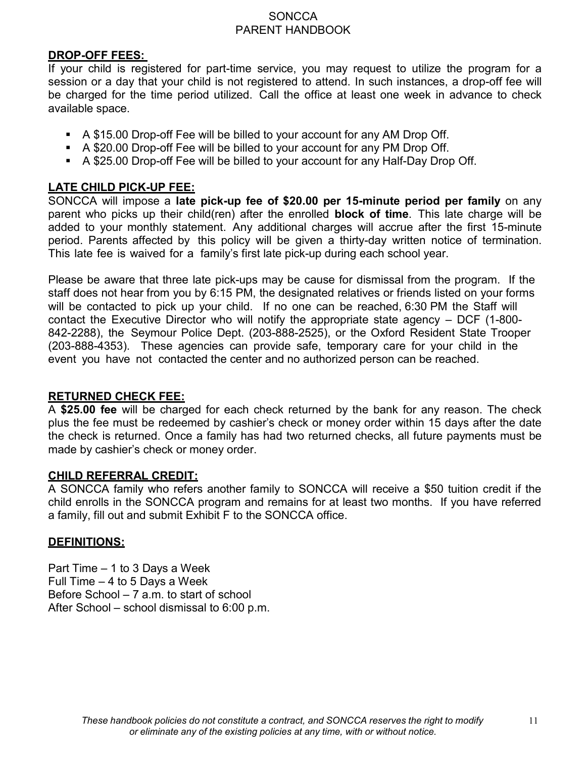**DROP-OFF FEES:**

If your child is registered for part-time service, you may request to utilize the program for a session or a day that your child is not registered to attend. In such instances, a drop-off fee will be charged for the time period utilized. Call the office at least one week in advance to check available space.

- A $15.00 Drop-off Fee will be billed to your account for any AM Drop Off.
- A $20.00 Drop-off Fee will be billed to your account for any PM Drop Off.
- A $25.00 Drop-off Fee will be billed to your account for any Half-Day Drop Off.

**LATE CHILD PICK-UP FEE:**

SONCCA will impose a **late pick-up fee of $20.00 per 15-minute period per family** on any parent who picks up their child(ren) after the enrolled **block of time**. This late charge will be added to your monthly statement. Any additional charges will accrue after the first 15-minute period. Parents affected by this policy will be given a thirty-day written notice of termination. This late fee is waived for a family's first late pick-up during each school year.

Please be aware that three late pick-ups may be cause for dismissal from the program. If the staff does not hear from you by 6:15 PM, the designated relatives or friends listed on your forms will be contacted to pick up your child. If no one can be reached, 6:30 PM the Staff will contact the Executive Director who will notify the appropriate state agency – DCF (1-800-842-2288), the Seymour Police Dept. (203-888-2525), or the Oxford Resident State Trooper (203-888-4353). These agencies can provide safe, temporary care for your child in the event you have not contacted the center and no authorized person can be reached.

**RETURNED CHECK FEE:**

A **$25.00 fee** will be charged for each check returned by the bank for any reason. The check plus the fee must be redeemed by cashier's check or money order within 15 days after the date the check is returned. Once a family has had two returned checks, all future payments must be made by cashier's check or money order.

**CHILD REFERRAL CREDIT:**

A SONCCA family who refers another family to SONCCA will receive a $50 tuition credit if the child enrolls in the SONCCA program and remains for at least two months. If you have referred a family, fill out and submit Exhibit F to the SONCCA office.

**DEFINITIONS:**

Part Time – 1 to 3 Days a Week
Full Time – 4 to 5 Days a Week
Before School – 7 a.m. to start of school
After School – school dismissal to 6:00 p.m.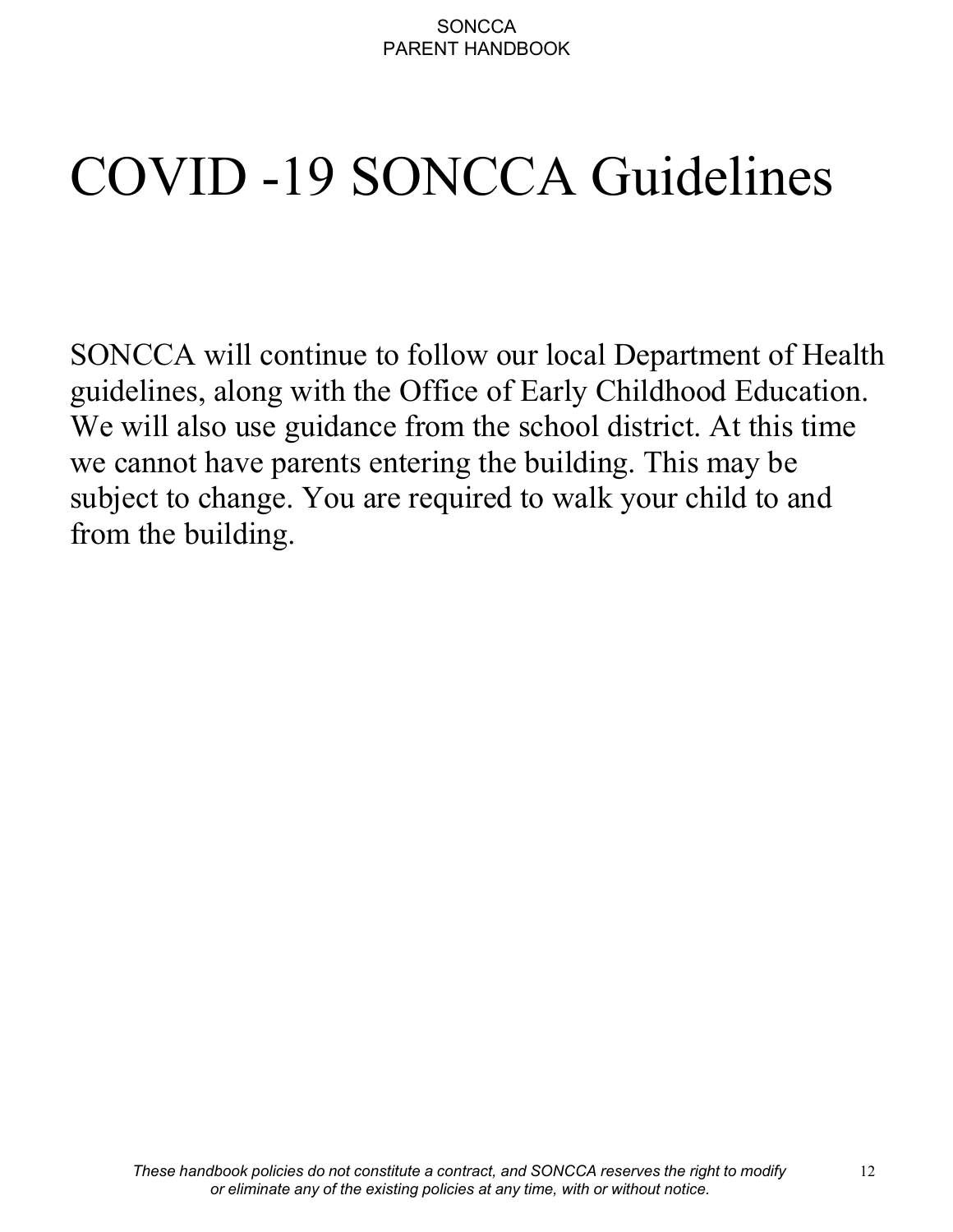# COVID -19 SONCCA Guidelines

SONCCA will continue to follow our local Department of Health guidelines, along with the Office of Early Childhood Education. We will also use guidance from the school district. At this time we cannot have parents entering the building. This may be subject to change. You are required to walk your child to and from the building.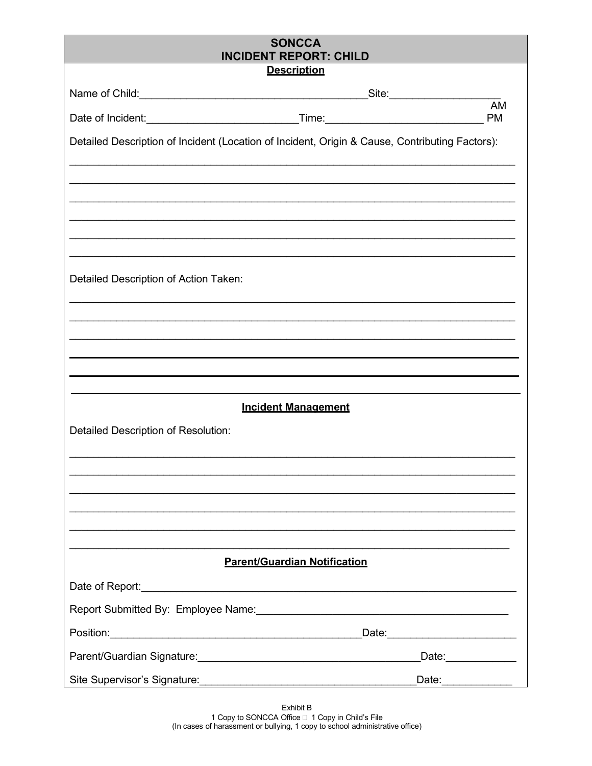# SONCCA
# INCIDENT REPORT: CHILD

## Description

Name of Child:______________________________________Site:__________________

Date of Incident:_________________________Time:_________________________ AM PM

Detailed Description of Incident (Location of Incident, Origin & Cause, Contributing Factors):

_______________________________________________________________________________

_______________________________________________________________________________

_______________________________________________________________________________

_______________________________________________________________________________

_______________________________________________________________________________

_______________________________________________________________________________

Detailed Description of Action Taken:

_______________________________________________________________________________

_______________________________________________________________________________

_______________________________________________________________________________

_______________________________________________________________________________

_______________________________________________________________________________

_______________________________________________________________________________

## Incident Management

Detailed Description of Resolution:

_______________________________________________________________________________

_______________________________________________________________________________

_______________________________________________________________________________

_______________________________________________________________________________

_______________________________________________________________________________

_______________________________________________________________________________

## Parent/Guardian Notification

Date of Report:_________________________________________________________________

Report Submitted By: Employee Name:________________________________________

Position:__________________________________________Date:_____________________

Parent/Guardian Signature:_____________________________________Date:___________

Site Supervisor's Signature:____________________________________Date:___________

Exhibit B
1 Copy to SONCCA Office  1 Copy in Child's File
(In cases of harassment or bullying, 1 copy to school administrative office)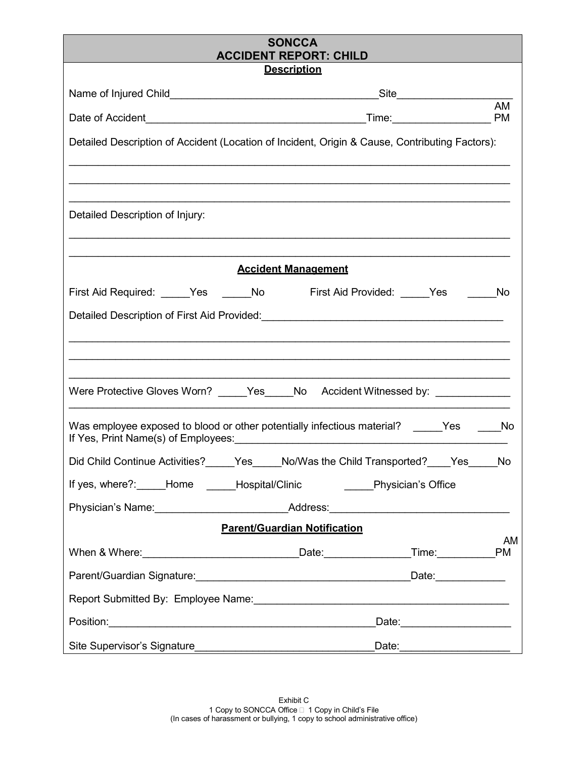# SONCCA
# ACCIDENT REPORT: CHILD

**Description**

Name of Injured Child____________________________________Site___________________

Date of Accident_____________________________________Time:________________ AM PM

Detailed Description of Accident (Location of Incident, Origin & Cause, Contributing Factors):

___________________________________________________________________________

___________________________________________________________________________

___________________________________________________________________________

Detailed Description of Injury:

___________________________________________________________________________

___________________________________________________________________________

**Accident Management**

First Aid Required: _____Yes _____No First Aid Provided: _____Yes _____No

Detailed Description of First Aid Provided:________________________________________

___________________________________________________________________________

___________________________________________________________________________

___________________________________________________________________________

Were Protective Gloves Worn? _____Yes_____No Accident Witnessed by: ____________

___________________________________________________________________________

Was employee exposed to blood or other potentially infectious material? _____Yes ____No
If Yes, Print Name(s) of Employees:______________________________________________

Did Child Continue Activities?_____Yes_____No/Was the Child Transported?____Yes_____No

If yes, where?:_____Home _____Hospital/Clinic _____Physician's Office

Physician's Name:______________________Address:______________________________

**Parent/Guardian Notification**

When & Where:__________________________Date:______________Time:__________ AM PM

Parent/Guardian Signature:____________________________________Date:____________

Report Submitted By: Employee Name:____________________________________________

Position:_____________________________________________Date:__________________

Site Supervisor's Signature______________________________Date:__________________

Exhibit C
1 Copy to SONCCA Office  1 Copy in Child's File
(In cases of harassment or bullying, 1 copy to school administrative office)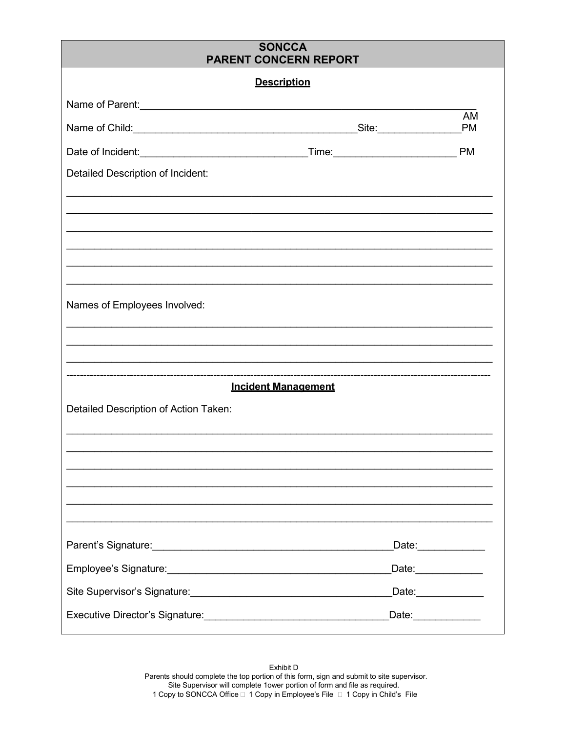# SONCCA
# PARENT CONCERN REPORT

## Description

Name of Parent:_______________________________________________________________

Name of Child:________________________________________Site:_______________AM PM

Date of Incident:______________________________Time:______________________ PM

Detailed Description of Incident:

_____________________________________________________________________________

_____________________________________________________________________________

_____________________________________________________________________________

_____________________________________________________________________________

_____________________________________________________________________________

_____________________________________________________________________________

Names of Employees Involved:

_____________________________________________________________________________

_____________________________________________________________________________

_____________________________________________________________________________

---

## Incident Management

Detailed Description of Action Taken:

_____________________________________________________________________________

_____________________________________________________________________________

_____________________________________________________________________________

_____________________________________________________________________________

_____________________________________________________________________________

_____________________________________________________________________________

Parent's Signature:___________________________________________Date:____________

Employee's Signature:_________________________________________Date:____________

Site Supervisor's Signature:__________________________________Date:____________

Executive Director's Signature:_______________________________Date:____________

Exhibit D

Parents should complete the top portion of this form, sign and submit to site supervisor.
Site Supervisor will complete 1ower portion of form and file as required.
1 Copy to SONCCA Office  1 Copy in Employee's File  1 Copy in Child's File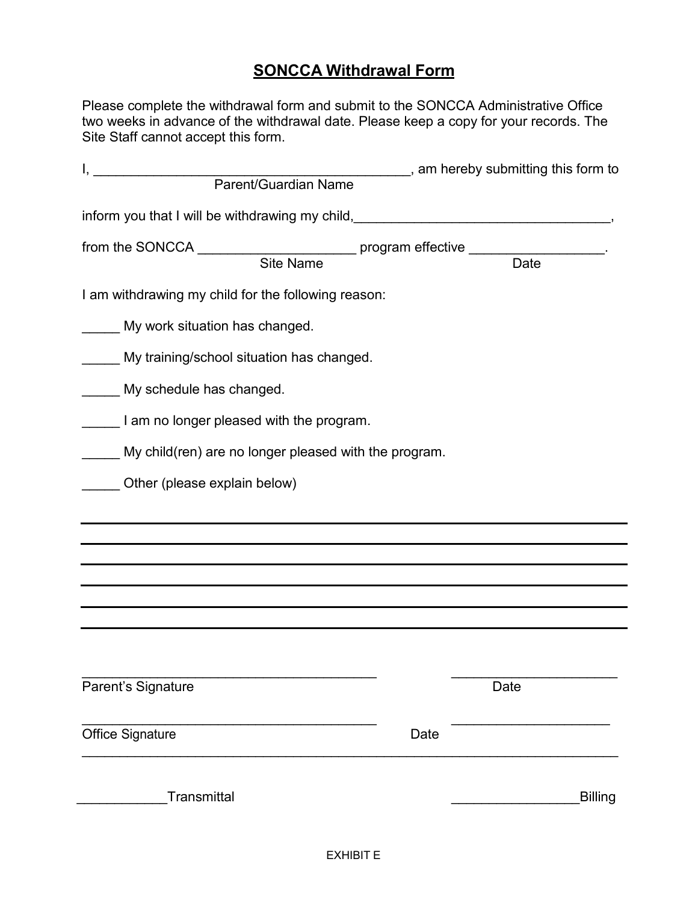# SONCCA Withdrawal Form

Please complete the withdrawal form and submit to the SONCCA Administrative Office two weeks in advance of the withdrawal date. Please keep a copy for your records. The Site Staff cannot accept this form.

I, ___________________________________________, am hereby submitting this form to
Parent/Guardian Name

inform you that I will be withdrawing my child,___________________________________,

from the SONCCA _____________________ program effective __________________.
Site Name Date

I am withdrawing my child for the following reason:

_____ My work situation has changed.

_____ My training/school situation has changed.

_____ My schedule has changed.

_____ I am no longer pleased with the program.

_____ My child(ren) are no longer pleased with the program.

_____ Other (please explain below)

___________________________________________________________________________

___________________________________________________________________________

___________________________________________________________________________

___________________________________________________________________________

___________________________________________________________________________

___________________________________________________________________________

________________________________________ ______________________
Parent's Signature Date

________________________________________ ______________________
Office Signature Date

___________________________________________________________________________

____________Transmittal _________________Billing

EXHIBIT E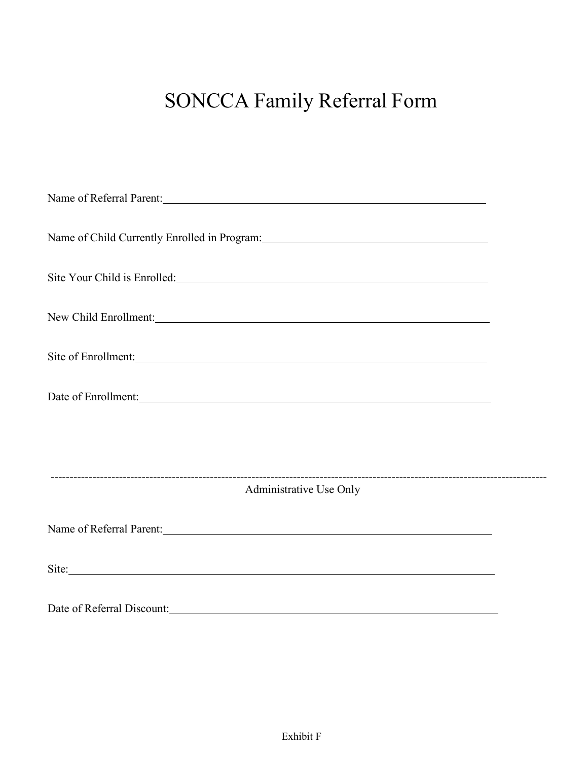# SONCCA Family Referral Form

Name of Referral Parent: ______________________________________________

Name of Child Currently Enrolled in Program: ______________________________

Site Your Child is Enrolled: _____________________________________________

New Child Enrollment: __________________________________________________

Site of Enrollment: _____________________________________________________

Date of Enrollment: _____________________________________________________

---

Administrative Use Only

Name of Referral Parent: ______________________________________________

Site: _________________________________________________________________

Date of Referral Discount: _______________________________________________

Exhibit F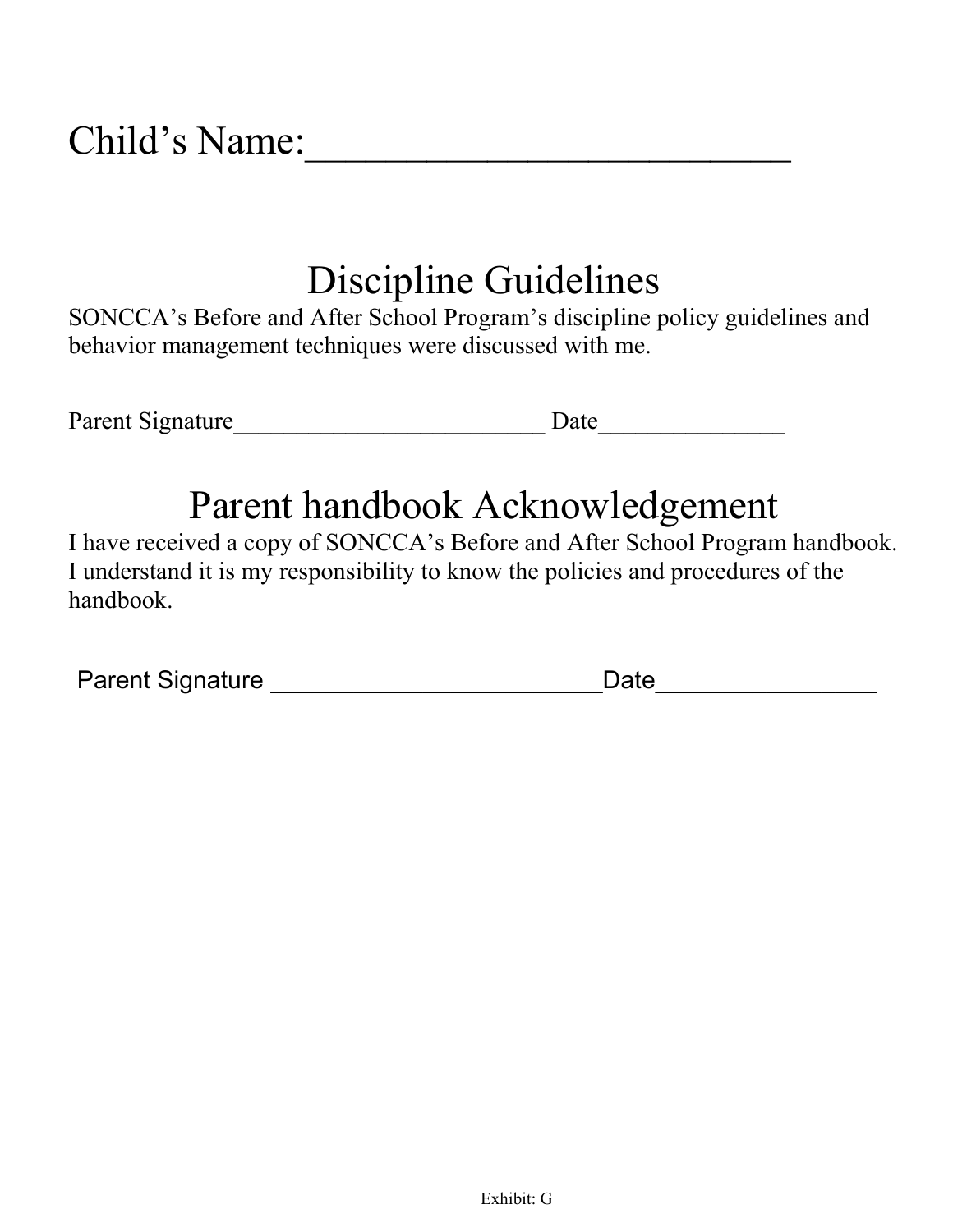Child's Name:_________________________

# Discipline Guidelines

SONCCA's Before and After School Program's discipline policy guidelines and behavior management techniques were discussed with me.

Parent Signature_________________________ Date_______________

# Parent handbook Acknowledgement

I have received a copy of SONCCA's Before and After School Program handbook. I understand it is my responsibility to know the policies and procedures of the handbook.

Parent Signature ________________________Date________________

Exhibit: G